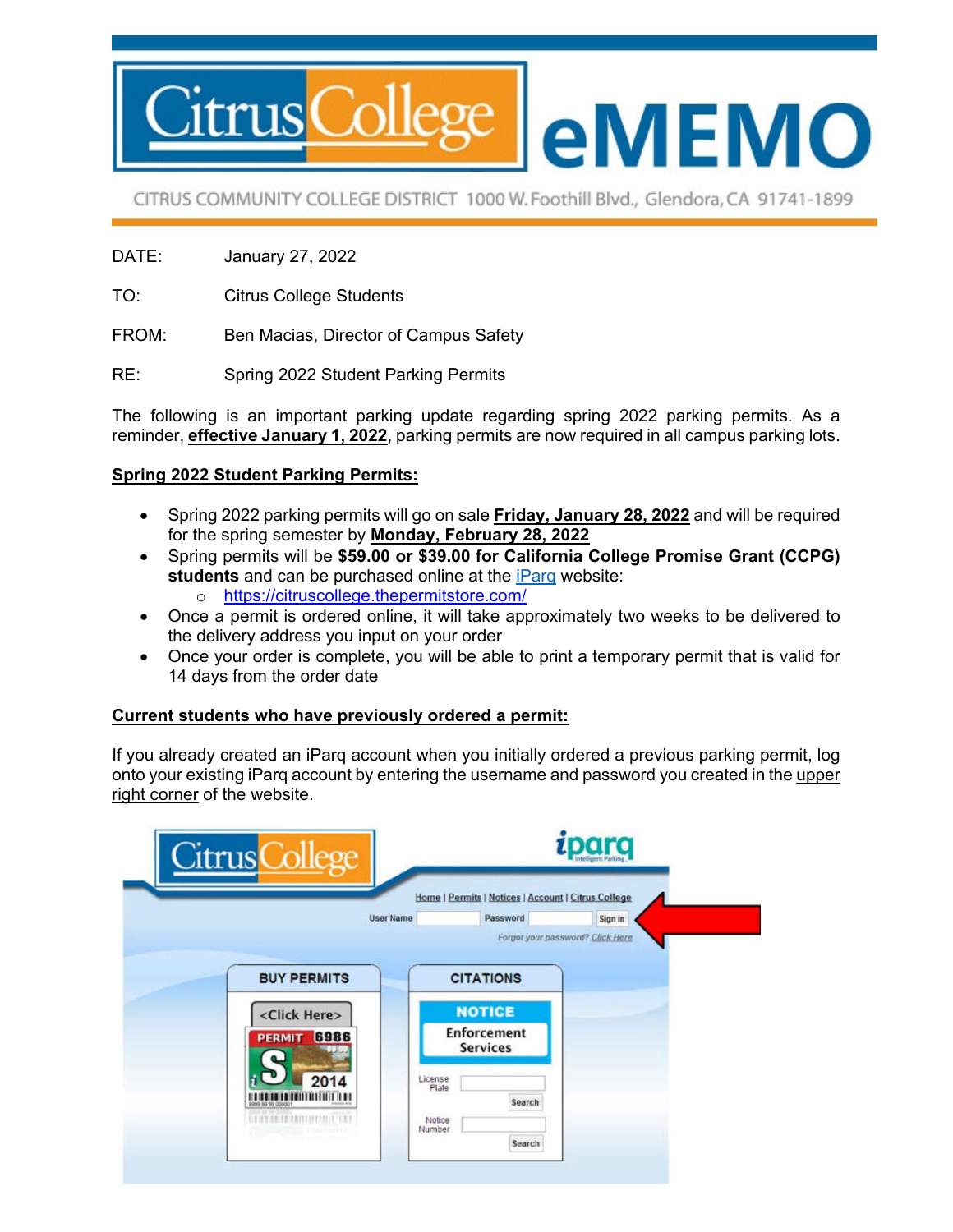# Citrus College eMEMO

CITRUS COMMUNITY COLLEGE DISTRICT 1000 W. Foothill Blvd., Glendora, CA 91741-1899

DATE: January 27, 2022

TO: Citrus College Students

FROM: Ben Macias, Director of Campus Safety

RE: Spring 2022 Student Parking Permits

The following is an important parking update regarding spring 2022 parking permits. As a reminder, **effective January 1, 2022**, parking permits are now required in all campus parking lots.

## Spring 2022 Student Parking Permits:

- Spring 2022 parking permits will go on sale **Friday, January 28, 2022** and will be required for the spring semester by **Monday, February 28, 2022**
- Spring permits will be **$59.00 or $39.00 for California College Promise Grant (CCPG) students** and can be purchased online at the iParq website:
  - https://citruscollege.thepermitstore.com/
- Once a permit is ordered online, it will take approximately two weeks to be delivered to the delivery address you input on your order
- Once your order is complete, you will be able to print a temporary permit that is valid for 14 days from the order date

## Current students who have previously ordered a permit:

If you already created an iParq account when you initially ordered a previous parking permit, log onto your existing iParq account by entering the username and password you created in the upper right corner of the website.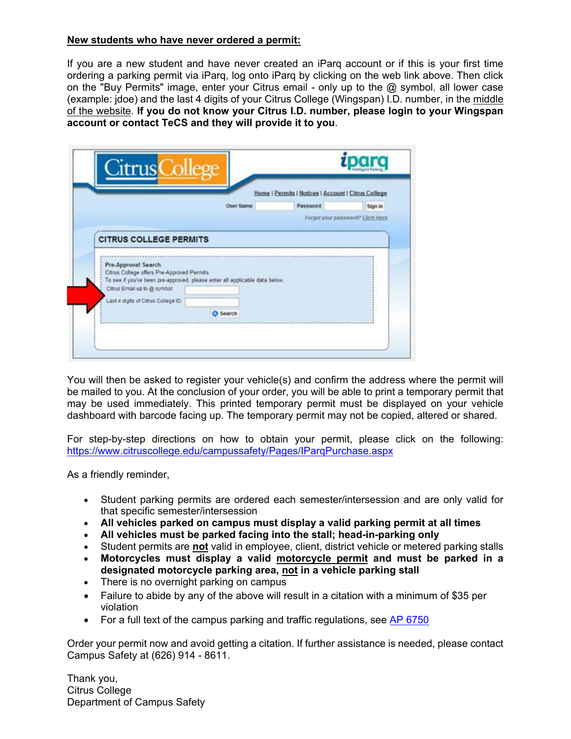**New students who have never ordered a permit:**

If you are a new student and have never created an iParq account or if this is your first time ordering a parking permit via iParq, log onto iParq by clicking on the web link above. Then click on the "Buy Permits" image, enter your Citrus email - only up to the @ symbol, all lower case (example: jdoe) and the last 4 digits of your Citrus College (Wingspan) I.D. number, in the middle of the website. **If you do not know your Citrus I.D. number, please login to your Wingspan account or contact TeCS and they will provide it to you**.

You will then be asked to register your vehicle(s) and confirm the address where the permit will be mailed to you. At the conclusion of your order, you will be able to print a temporary permit that may be used immediately. This printed temporary permit must be displayed on your vehicle dashboard with barcode facing up. The temporary permit may not be copied, altered or shared.

For step-by-step directions on how to obtain your permit, please click on the following: https://www.citruscollege.edu/campussafety/Pages/IParqPurchase.aspx

As a friendly reminder,

- Student parking permits are ordered each semester/intersession and are only valid for that specific semester/intersession
- **All vehicles parked on campus must display a valid parking permit at all times**
- **All vehicles must be parked facing into the stall; head-in-parking only**
- Student permits are **not** valid in employee, client, district vehicle or metered parking stalls
- **Motorcycles must display a valid motorcycle permit and must be parked in a designated motorcycle parking area, not in a vehicle parking stall**
- There is no overnight parking on campus
- Failure to abide by any of the above will result in a citation with a minimum of $35 per violation
- For a full text of the campus parking and traffic regulations, see AP 6750

Order your permit now and avoid getting a citation. If further assistance is needed, please contact Campus Safety at (626) 914 - 8611.

Thank you,
Citrus College
Department of Campus Safety